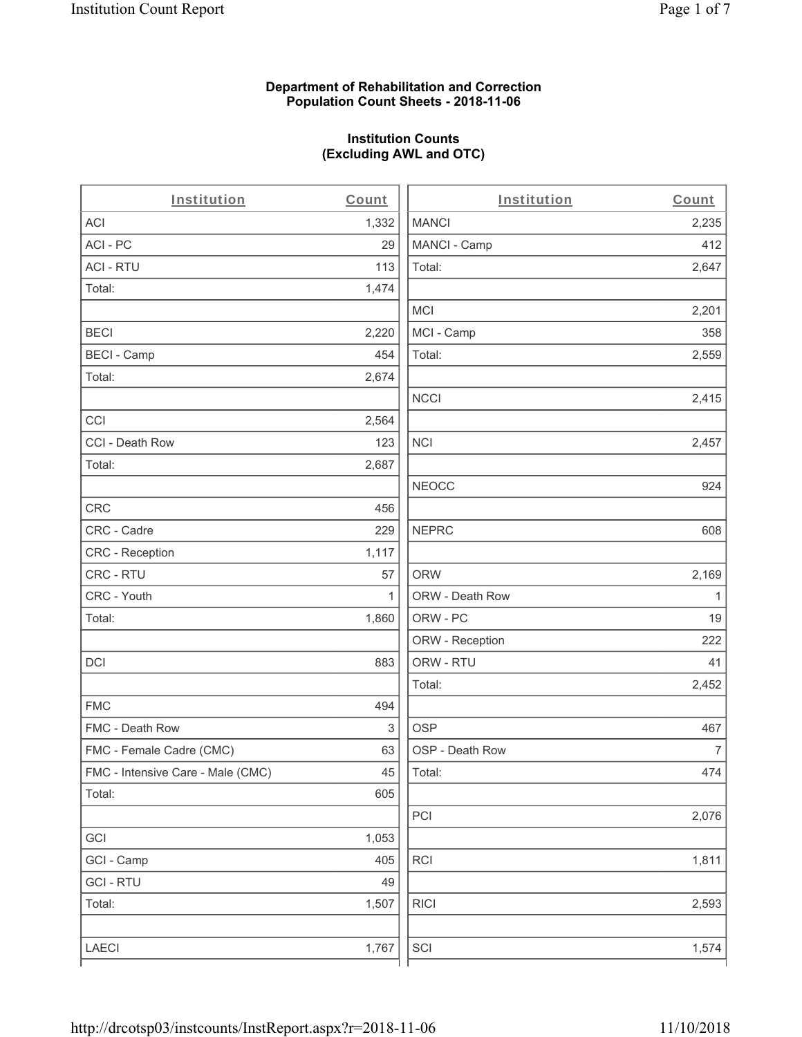# Department of Rehabilitation and Correction
## Population Count Sheets - 2018-11-06

### Institution Counts (Excluding AWL and OTC)

| Institution | Count |
|---|---|
| ACI | 1,332 |
| ACI - PC | 29 |
| ACI - RTU | 113 |
| Total: | 1,474 |
| | |
| BECI | 2,220 |
| BECI - Camp | 454 |
| Total: | 2,674 |
| | |
| CCI | 2,564 |
| CCI - Death Row | 123 |
| Total: | 2,687 |
| | |
| CRC | 456 |
| CRC - Cadre | 229 |
| CRC - Reception | 1,117 |
| CRC - RTU | 57 |
| CRC - Youth | 1 |
| Total: | 1,860 |
| | |
| DCI | 883 |
| | |
| FMC | 494 |
| FMC - Death Row | 3 |
| FMC - Female Cadre (CMC) | 63 |
| FMC - Intensive Care - Male (CMC) | 45 |
| Total: | 605 |
| | |
| GCI | 1,053 |
| GCI - Camp | 405 |
| GCI - RTU | 49 |
| Total: | 1,507 |
| | |
| LAECI | 1,767 |

| Institution | Count |
|---|---|
| MANCI | 2,235 |
| MANCI - Camp | 412 |
| Total: | 2,647 |
| | |
| MCI | 2,201 |
| MCI - Camp | 358 |
| Total: | 2,559 |
| | |
| NCCI | 2,415 |
| | |
| NCI | 2,457 |
| | |
| NEOCC | 924 |
| | |
| NEPRC | 608 |
| | |
| ORW | 2,169 |
| ORW - Death Row | 1 |
| ORW - PC | 19 |
| ORW - Reception | 222 |
| ORW - RTU | 41 |
| Total: | 2,452 |
| | |
| OSP | 467 |
| OSP - Death Row | 7 |
| Total: | 474 |
| | |
| PCI | 2,076 |
| | |
| RCI | 1,811 |
| | |
| RICI | 2,593 |
| | |
| SCI | 1,574 |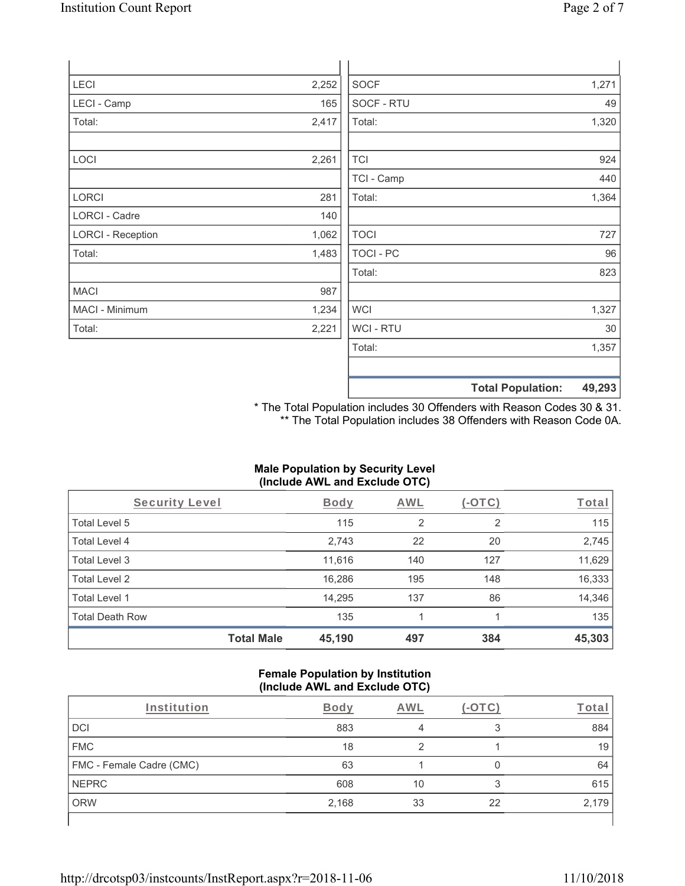| | |
|---|---|
| LECI | 2,252 |
| LECI - Camp | 165 |
| Total: | 2,417 |
| | |
| LOCI | 2,261 |
| | |
| LORCI | 281 |
| LORCI - Cadre | 140 |
| LORCI - Reception | 1,062 |
| Total: | 1,483 |
| | |
| MACI | 987 |
| MACI - Minimum | 1,234 |
| Total: | 2,221 |

| | |
|---|---|
| SOCF | 1,271 |
| SOCF - RTU | 49 |
| Total: | 1,320 |
| | |
| TCI | 924 |
| TCI - Camp | 440 |
| Total: | 1,364 |
| | |
| TOCI | 727 |
| TOCI - PC | 96 |
| Total: | 823 |
| | |
| WCI | 1,327 |
| WCI - RTU | 30 |
| Total: | 1,357 |
| | |
| **Total Population:** | **49,293** |

\* The Total Population includes 30 Offenders with Reason Codes 30 & 31.
\*\* The Total Population includes 38 Offenders with Reason Code 0A.

**Male Population by Security Level (Include AWL and Exclude OTC)**

| Security Level | Body | AWL | (-OTC) | Total |
|---|---|---|---|---|
| Total Level 5 | 115 | 2 | 2 | 115 |
| Total Level 4 | 2,743 | 22 | 20 | 2,745 |
| Total Level 3 | 11,616 | 140 | 127 | 11,629 |
| Total Level 2 | 16,286 | 195 | 148 | 16,333 |
| Total Level 1 | 14,295 | 137 | 86 | 14,346 |
| Total Death Row | 135 | 1 | 1 | 135 |
| **Total Male** | **45,190** | **497** | **384** | **45,303** |

**Female Population by Institution (Include AWL and Exclude OTC)**

| Institution | Body | AWL | (-OTC) | Total |
|---|---|---|---|---|
| DCI | 883 | 4 | 3 | 884 |
| FMC | 18 | 2 | 1 | 19 |
| FMC - Female Cadre (CMC) | 63 | 1 | 0 | 64 |
| NEPRC | 608 | 10 | 3 | 615 |
| ORW | 2,168 | 33 | 22 | 2,179 |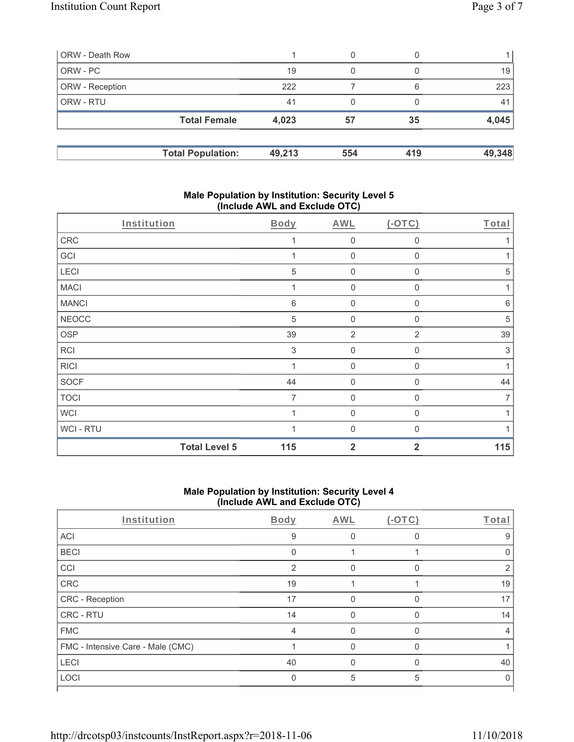| | | | | |
|---|---|---|---|---|
| ORW - Death Row | 1 | 0 | 0 | 1 |
| ORW - PC | 19 | 0 | 0 | 19 |
| ORW - Reception | 222 | 7 | 6 | 223 |
| ORW - RTU | 41 | 0 | 0 | 41 |
| **Total Female** | **4,023** | **57** | **35** | **4,045** |

| | | | | |
|---|---|---|---|---|
| **Total Population:** | **49,213** | **554** | **419** | **49,348** |

## Male Population by Institution: Security Level 5 (Include AWL and Exclude OTC)

| Institution | Body | AWL | (-OTC) | Total |
|---|---|---|---|---|
| CRC | 1 | 0 | 0 | 1 |
| GCI | 1 | 0 | 0 | 1 |
| LECI | 5 | 0 | 0 | 5 |
| MACI | 1 | 0 | 0 | 1 |
| MANCI | 6 | 0 | 0 | 6 |
| NEOCC | 5 | 0 | 0 | 5 |
| OSP | 39 | 2 | 2 | 39 |
| RCI | 3 | 0 | 0 | 3 |
| RICI | 1 | 0 | 0 | 1 |
| SOCF | 44 | 0 | 0 | 44 |
| TOCI | 7 | 0 | 0 | 7 |
| WCI | 1 | 0 | 0 | 1 |
| WCI - RTU | 1 | 0 | 0 | 1 |
| **Total Level 5** | **115** | **2** | **2** | **115** |

## Male Population by Institution: Security Level 4 (Include AWL and Exclude OTC)

| Institution | Body | AWL | (-OTC) | Total |
|---|---|---|---|---|
| ACI | 9 | 0 | 0 | 9 |
| BECI | 0 | 1 | 1 | 0 |
| CCI | 2 | 0 | 0 | 2 |
| CRC | 19 | 1 | 1 | 19 |
| CRC - Reception | 17 | 0 | 0 | 17 |
| CRC - RTU | 14 | 0 | 0 | 14 |
| FMC | 4 | 0 | 0 | 4 |
| FMC - Intensive Care - Male (CMC) | 1 | 0 | 0 | 1 |
| LECI | 40 | 0 | 0 | 40 |
| LOCI | 0 | 5 | 5 | 0 |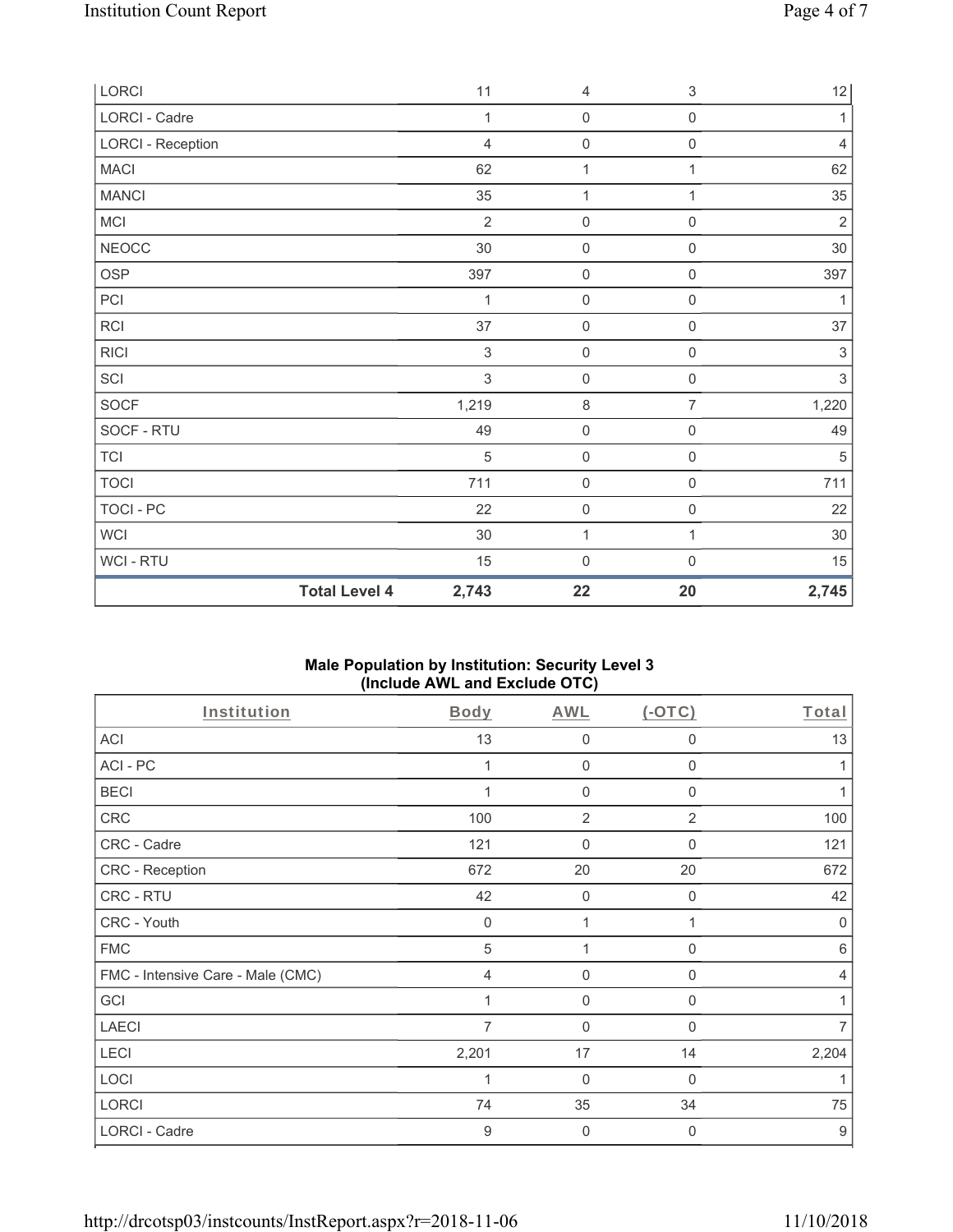| | | | | |
|---|---|---|---|---|
| LORCI | 11 | 4 | 3 | 12 |
| LORCI - Cadre | 1 | 0 | 0 | 1 |
| LORCI - Reception | 4 | 0 | 0 | 4 |
| MACI | 62 | 1 | 1 | 62 |
| MANCI | 35 | 1 | 1 | 35 |
| MCI | 2 | 0 | 0 | 2 |
| NEOCC | 30 | 0 | 0 | 30 |
| OSP | 397 | 0 | 0 | 397 |
| PCI | 1 | 0 | 0 | 1 |
| RCI | 37 | 0 | 0 | 37 |
| RICI | 3 | 0 | 0 | 3 |
| SCI | 3 | 0 | 0 | 3 |
| SOCF | 1,219 | 8 | 7 | 1,220 |
| SOCF - RTU | 49 | 0 | 0 | 49 |
| TCI | 5 | 0 | 0 | 5 |
| TOCI | 711 | 0 | 0 | 711 |
| TOCI - PC | 22 | 0 | 0 | 22 |
| WCI | 30 | 1 | 1 | 30 |
| WCI - RTU | 15 | 0 | 0 | 15 |
| **Total Level 4** | **2,743** | **22** | **20** | **2,745** |

### Male Population by Institution: Security Level 3 (Include AWL and Exclude OTC)

| Institution | Body | AWL | (-OTC) | Total |
|---|---|---|---|---|
| ACI | 13 | 0 | 0 | 13 |
| ACI - PC | 1 | 0 | 0 | 1 |
| BECI | 1 | 0 | 0 | 1 |
| CRC | 100 | 2 | 2 | 100 |
| CRC - Cadre | 121 | 0 | 0 | 121 |
| CRC - Reception | 672 | 20 | 20 | 672 |
| CRC - RTU | 42 | 0 | 0 | 42 |
| CRC - Youth | 0 | 1 | 1 | 0 |
| FMC | 5 | 1 | 0 | 6 |
| FMC - Intensive Care - Male (CMC) | 4 | 0 | 0 | 4 |
| GCI | 1 | 0 | 0 | 1 |
| LAECI | 7 | 0 | 0 | 7 |
| LECI | 2,201 | 17 | 14 | 2,204 |
| LOCI | 1 | 0 | 0 | 1 |
| LORCI | 74 | 35 | 34 | 75 |
| LORCI - Cadre | 9 | 0 | 0 | 9 |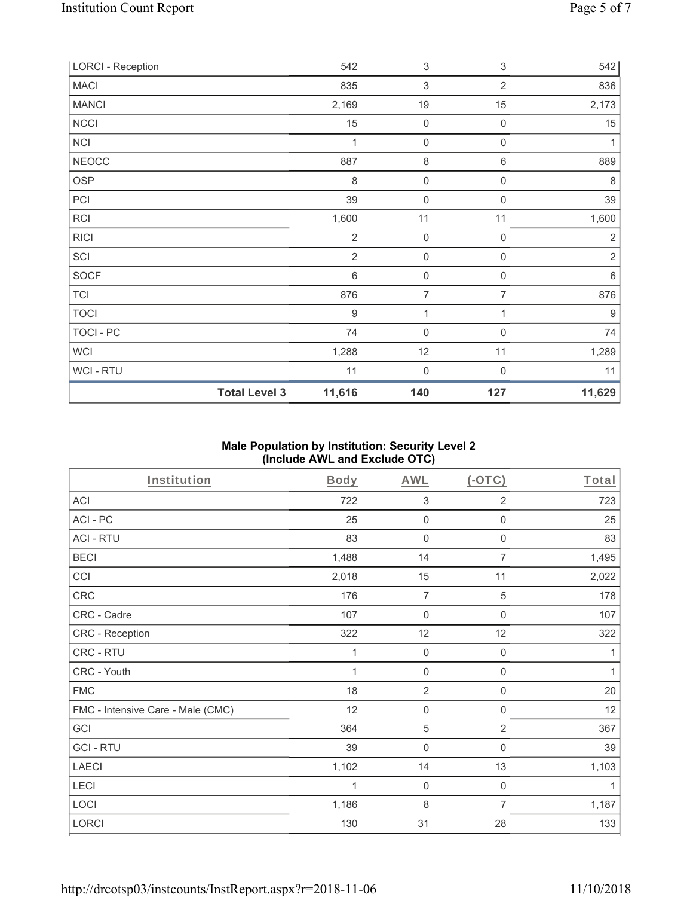| LORCI - Reception | | 542 | 3 | 3 | 542 |
|---|---|---|---|---|---|
| MACI | | 835 | 3 | 2 | 836 |
| MANCI | | 2,169 | 19 | 15 | 2,173 |
| NCCI | | 15 | 0 | 0 | 15 |
| NCI | | 1 | 0 | 0 | 1 |
| NEOCC | | 887 | 8 | 6 | 889 |
| OSP | | 8 | 0 | 0 | 8 |
| PCI | | 39 | 0 | 0 | 39 |
| RCI | | 1,600 | 11 | 11 | 1,600 |
| RICI | | 2 | 0 | 0 | 2 |
| SCI | | 2 | 0 | 0 | 2 |
| SOCF | | 6 | 0 | 0 | 6 |
| TCI | | 876 | 7 | 7 | 876 |
| TOCI | | 9 | 1 | 1 | 9 |
| TOCI - PC | | 74 | 0 | 0 | 74 |
| WCI | | 1,288 | 12 | 11 | 1,289 |
| WCI - RTU | | 11 | 0 | 0 | 11 |
| | **Total Level 3** | **11,616** | **140** | **127** | **11,629** |

## Male Population by Institution: Security Level 2 (Include AWL and Exclude OTC)

| Institution | Body | AWL | (-OTC) | Total |
|---|---|---|---|---|
| ACI | 722 | 3 | 2 | 723 |
| ACI - PC | 25 | 0 | 0 | 25 |
| ACI - RTU | 83 | 0 | 0 | 83 |
| BECI | 1,488 | 14 | 7 | 1,495 |
| CCI | 2,018 | 15 | 11 | 2,022 |
| CRC | 176 | 7 | 5 | 178 |
| CRC - Cadre | 107 | 0 | 0 | 107 |
| CRC - Reception | 322 | 12 | 12 | 322 |
| CRC - RTU | 1 | 0 | 0 | 1 |
| CRC - Youth | 1 | 0 | 0 | 1 |
| FMC | 18 | 2 | 0 | 20 |
| FMC - Intensive Care - Male (CMC) | 12 | 0 | 0 | 12 |
| GCI | 364 | 5 | 2 | 367 |
| GCI - RTU | 39 | 0 | 0 | 39 |
| LAECI | 1,102 | 14 | 13 | 1,103 |
| LECI | 1 | 0 | 0 | 1 |
| LOCI | 1,186 | 8 | 7 | 1,187 |
| LORCI | 130 | 31 | 28 | 133 |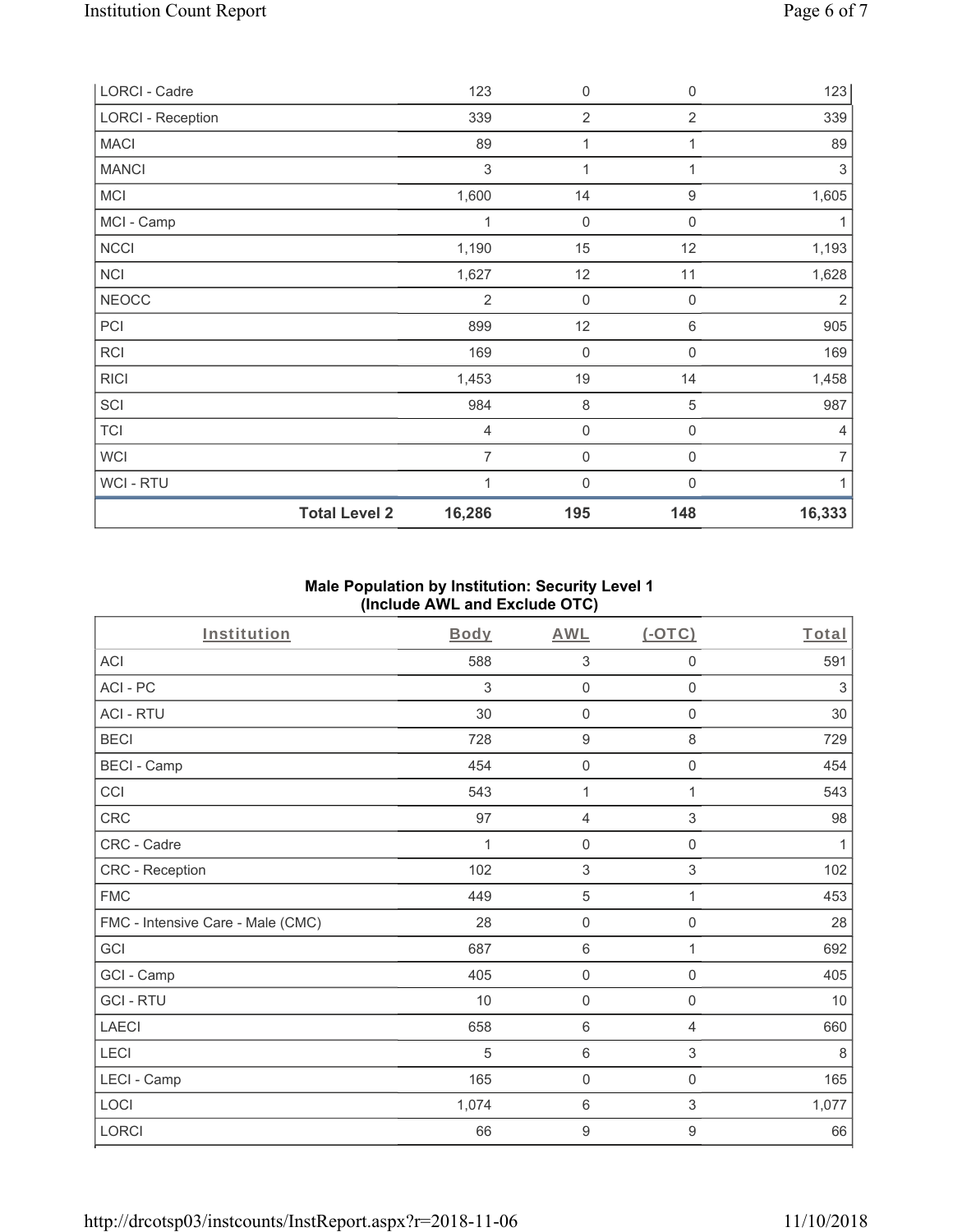| | Body | AWL | (-OTC) | Total |
|---|---|---|---|---|
| LORCI - Cadre | 123 | 0 | 0 | 123 |
| LORCI - Reception | 339 | 2 | 2 | 339 |
| MACI | 89 | 1 | 1 | 89 |
| MANCI | 3 | 1 | 1 | 3 |
| MCI | 1,600 | 14 | 9 | 1,605 |
| MCI - Camp | 1 | 0 | 0 | 1 |
| NCCI | 1,190 | 15 | 12 | 1,193 |
| NCI | 1,627 | 12 | 11 | 1,628 |
| NEOCC | 2 | 0 | 0 | 2 |
| PCI | 899 | 12 | 6 | 905 |
| RCI | 169 | 0 | 0 | 169 |
| RICI | 1,453 | 19 | 14 | 1,458 |
| SCI | 984 | 8 | 5 | 987 |
| TCI | 4 | 0 | 0 | 4 |
| WCI | 7 | 0 | 0 | 7 |
| WCI - RTU | 1 | 0 | 0 | 1 |
| **Total Level 2** | **16,286** | **195** | **148** | **16,333** |

## Male Population by Institution: Security Level 1 (Include AWL and Exclude OTC)

| Institution | Body | AWL | (-OTC) | Total |
|---|---|---|---|---|
| ACI | 588 | 3 | 0 | 591 |
| ACI - PC | 3 | 0 | 0 | 3 |
| ACI - RTU | 30 | 0 | 0 | 30 |
| BECI | 728 | 9 | 8 | 729 |
| BECI - Camp | 454 | 0 | 0 | 454 |
| CCI | 543 | 1 | 1 | 543 |
| CRC | 97 | 4 | 3 | 98 |
| CRC - Cadre | 1 | 0 | 0 | 1 |
| CRC - Reception | 102 | 3 | 3 | 102 |
| FMC | 449 | 5 | 1 | 453 |
| FMC - Intensive Care - Male (CMC) | 28 | 0 | 0 | 28 |
| GCI | 687 | 6 | 1 | 692 |
| GCI - Camp | 405 | 0 | 0 | 405 |
| GCI - RTU | 10 | 0 | 0 | 10 |
| LAECI | 658 | 6 | 4 | 660 |
| LECI | 5 | 6 | 3 | 8 |
| LECI - Camp | 165 | 0 | 0 | 165 |
| LOCI | 1,074 | 6 | 3 | 1,077 |
| LORCI | 66 | 9 | 9 | 66 |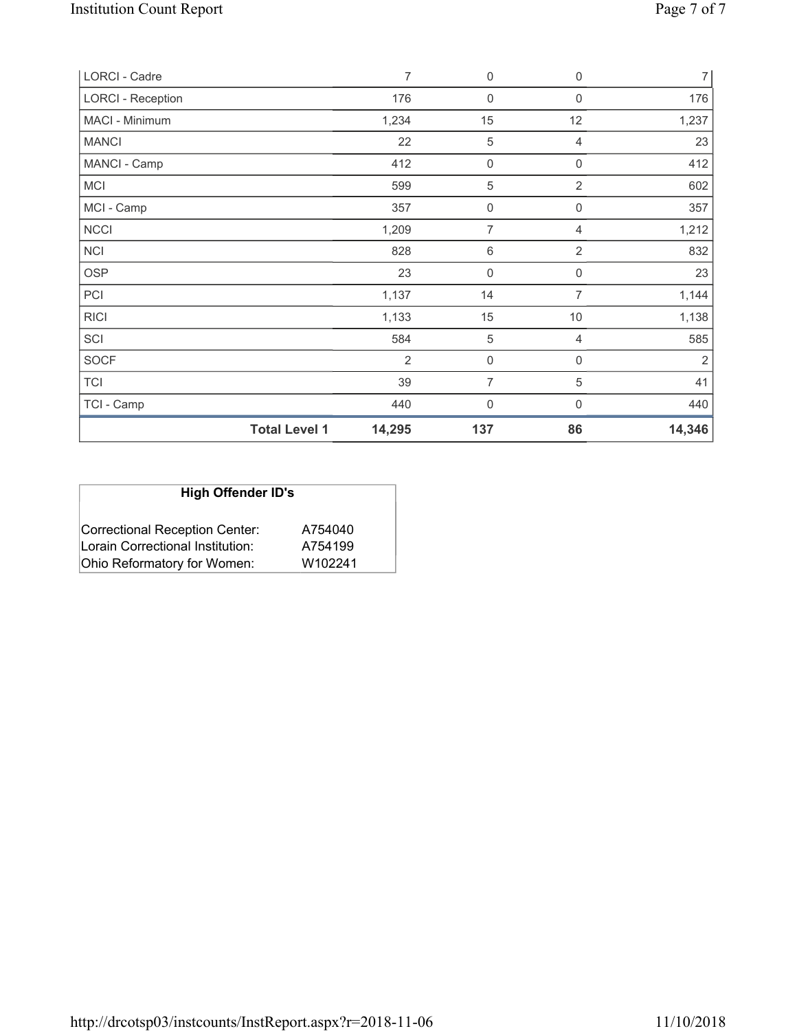| | | | | |
|---|---|---|---|---|
| LORCI - Cadre | 7 | 0 | 0 | 7 |
| LORCI - Reception | 176 | 0 | 0 | 176 |
| MACI - Minimum | 1,234 | 15 | 12 | 1,237 |
| MANCI | 22 | 5 | 4 | 23 |
| MANCI - Camp | 412 | 0 | 0 | 412 |
| MCI | 599 | 5 | 2 | 602 |
| MCI - Camp | 357 | 0 | 0 | 357 |
| NCCI | 1,209 | 7 | 4 | 1,212 |
| NCI | 828 | 6 | 2 | 832 |
| OSP | 23 | 0 | 0 | 23 |
| PCI | 1,137 | 14 | 7 | 1,144 |
| RICI | 1,133 | 15 | 10 | 1,138 |
| SCI | 584 | 5 | 4 | 585 |
| SOCF | 2 | 0 | 0 | 2 |
| TCI | 39 | 7 | 5 | 41 |
| TCI - Camp | 440 | 0 | 0 | 440 |
| **Total Level 1** | **14,295** | **137** | **86** | **14,346** |

| High Offender ID's | |
|---|---|
| Correctional Reception Center: | A754040 |
| Lorain Correctional Institution: | A754199 |
| Ohio Reformatory for Women: | W102241 |